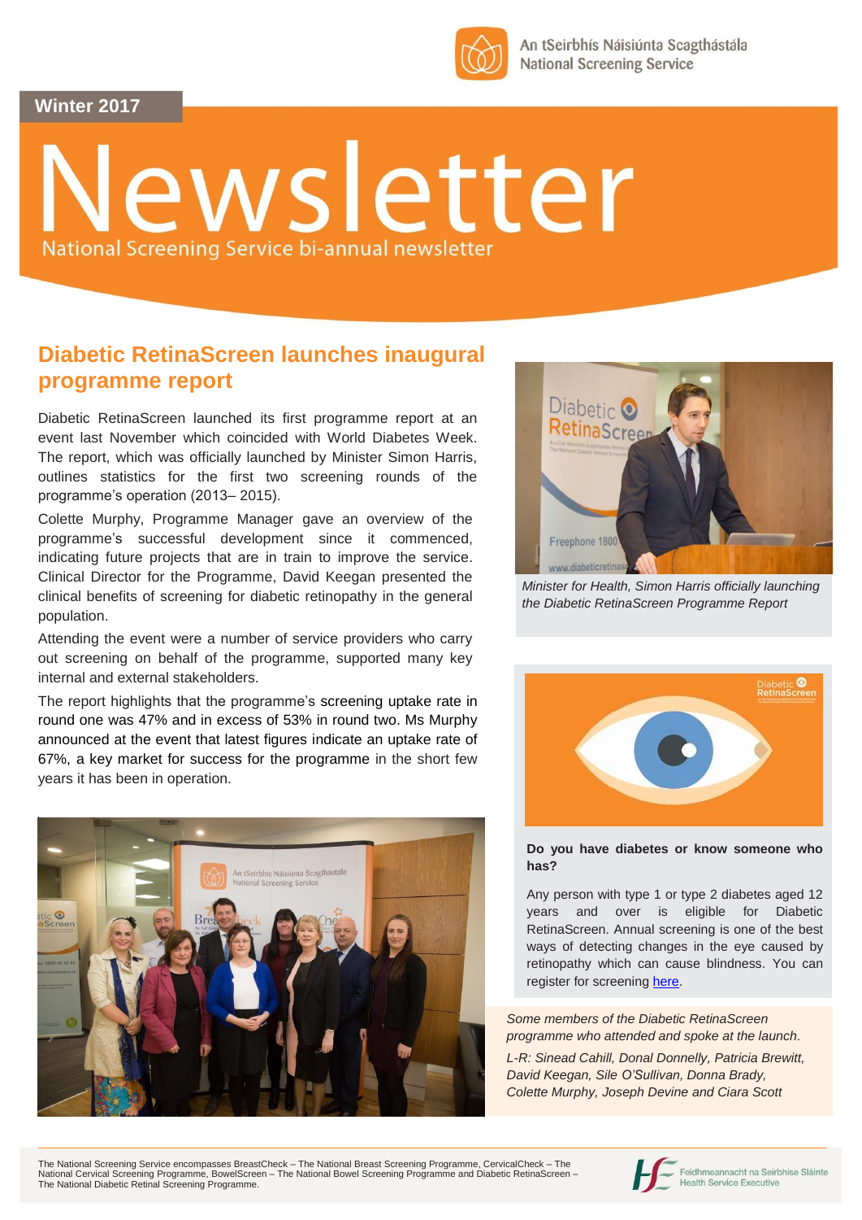An tSeirbhís Náisiúnta Scagthástála
National Screening Service

Winter 2017

# Newsletter

National Screening Service bi-annual newsletter

## Diabetic RetinaScreen launches inaugural programme report

Diabetic RetinaScreen launched its first programme report at an event last November which coincided with World Diabetes Week. The report, which was officially launched by Minister Simon Harris, outlines statistics for the first two screening rounds of the programme's operation (2013– 2015).

Colette Murphy, Programme Manager gave an overview of the programme's successful development since it commenced, indicating future projects that are in train to improve the service. Clinical Director for the Programme, David Keegan presented the clinical benefits of screening for diabetic retinopathy in the general population.

Attending the event were a number of service providers who carry out screening on behalf of the programme, supported many key internal and external stakeholders.

The report highlights that the programme's screening uptake rate in round one was 47% and in excess of 53% in round two. Ms Murphy announced at the event that latest figures indicate an uptake rate of 67%, a key market for success for the programme in the short few years it has been in operation.

*Minister for Health, Simon Harris officially launching the Diabetic RetinaScreen Programme Report*

**Do you have diabetes or know someone who has?**

Any person with type 1 or type 2 diabetes aged 12 years and over is eligible for Diabetic RetinaScreen. Annual screening is one of the best ways of detecting changes in the eye caused by retinopathy which can cause blindness. You can register for screening here.

*Some members of the Diabetic RetinaScreen programme who attended and spoke at the launch.*

*L-R: Sinead Cahill, Donal Donnelly, Patricia Brewitt, David Keegan, Sile O'Sullivan, Donna Brady, Colette Murphy, Joseph Devine and Ciara Scott*

The National Screening Service encompasses BreastCheck – The National Breast Screening Programme, CervicalCheck – The National Cervical Screening Programme, BowelScreen – The National Bowel Screening Programme and Diabetic RetinaScreen – The National Diabetic Retinal Screening Programme.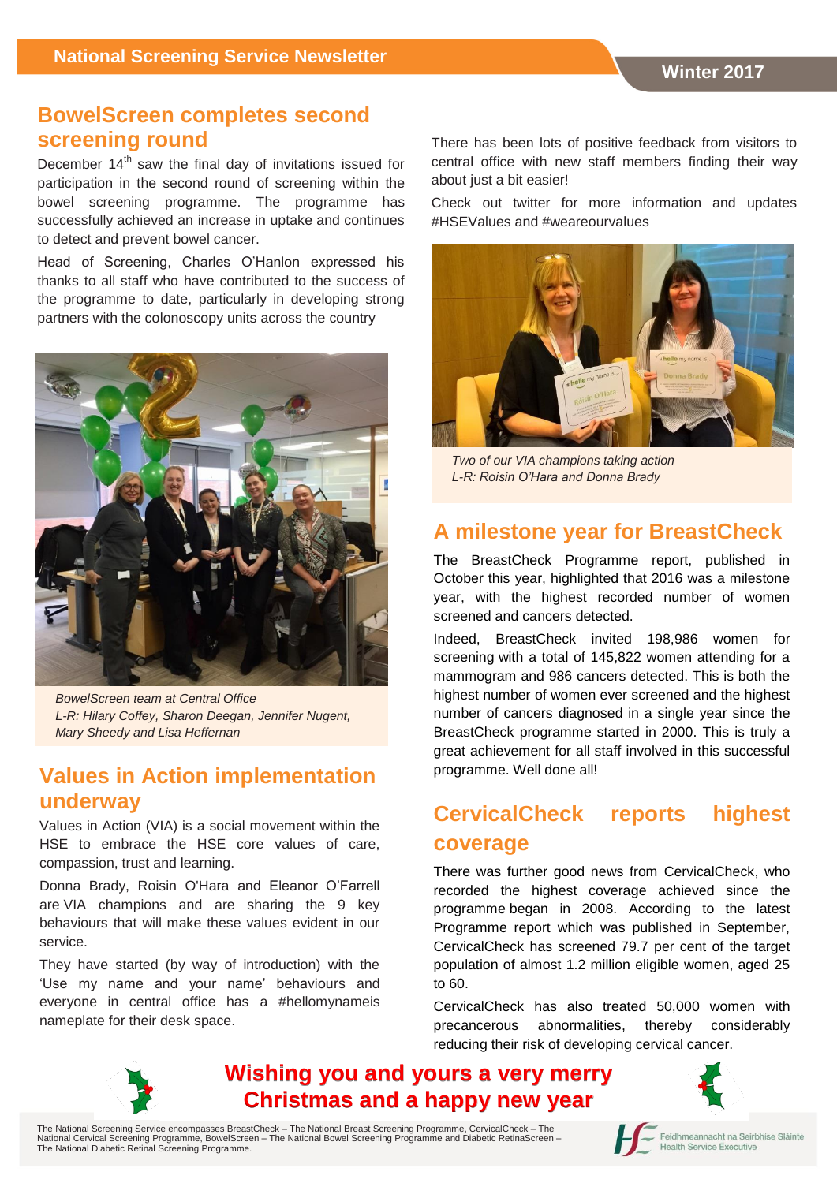# National Screening Service Newsletter

Winter 2017

## BowelScreen completes second screening round

December 14th saw the final day of invitations issued for participation in the second round of screening within the bowel screening programme. The programme has successfully achieved an increase in uptake and continues to detect and prevent bowel cancer.

Head of Screening, Charles O'Hanlon expressed his thanks to all staff who have contributed to the success of the programme to date, particularly in developing strong partners with the colonoscopy units across the country

*BowelScreen team at Central Office*
*L-R: Hilary Coffey, Sharon Deegan, Jennifer Nugent, Mary Sheedy and Lisa Heffernan*

## Values in Action implementation underway

Values in Action (VIA) is a social movement within the HSE to embrace the HSE core values of care, compassion, trust and learning.

Donna Brady, Roisin O'Hara and Eleanor O'Farrell are VIA champions and are sharing the 9 key behaviours that will make these values evident in our service.

They have started (by way of introduction) with the 'Use my name and your name' behaviours and everyone in central office has a #hellomynameis nameplate for their desk space.

There has been lots of positive feedback from visitors to central office with new staff members finding their way about just a bit easier!

Check out twitter for more information and updates #HSEValues and #weareourvalues

*Two of our VIA champions taking action*
*L-R: Roisin O'Hara and Donna Brady*

## A milestone year for BreastCheck

The BreastCheck Programme report, published in October this year, highlighted that 2016 was a milestone year, with the highest recorded number of women screened and cancers detected.

Indeed, BreastCheck invited 198,986 women for screening with a total of 145,822 women attending for a mammogram and 986 cancers detected. This is both the highest number of women ever screened and the highest number of cancers diagnosed in a single year since the BreastCheck programme started in 2000. This is truly a great achievement for all staff involved in this successful programme. Well done all!

## CervicalCheck reports highest coverage

There was further good news from CervicalCheck, who recorded the highest coverage achieved since the programme began in 2008. According to the latest Programme report which was published in September, CervicalCheck has screened 79.7 per cent of the target population of almost 1.2 million eligible women, aged 25 to 60.

CervicalCheck has also treated 50,000 women with precancerous abnormalities, thereby considerably reducing their risk of developing cervical cancer.

**Wishing you and yours a very merry Christmas and a happy new year**

The National Screening Service encompasses BreastCheck – The National Breast Screening Programme, CervicalCheck – The National Cervical Screening Programme, BowelScreen – The National Bowel Screening Programme and Diabetic RetinaScreen – The National Diabetic Retinal Screening Programme.

Feidhmeannacht na Seirbhíse Sláinte
Health Service Executive